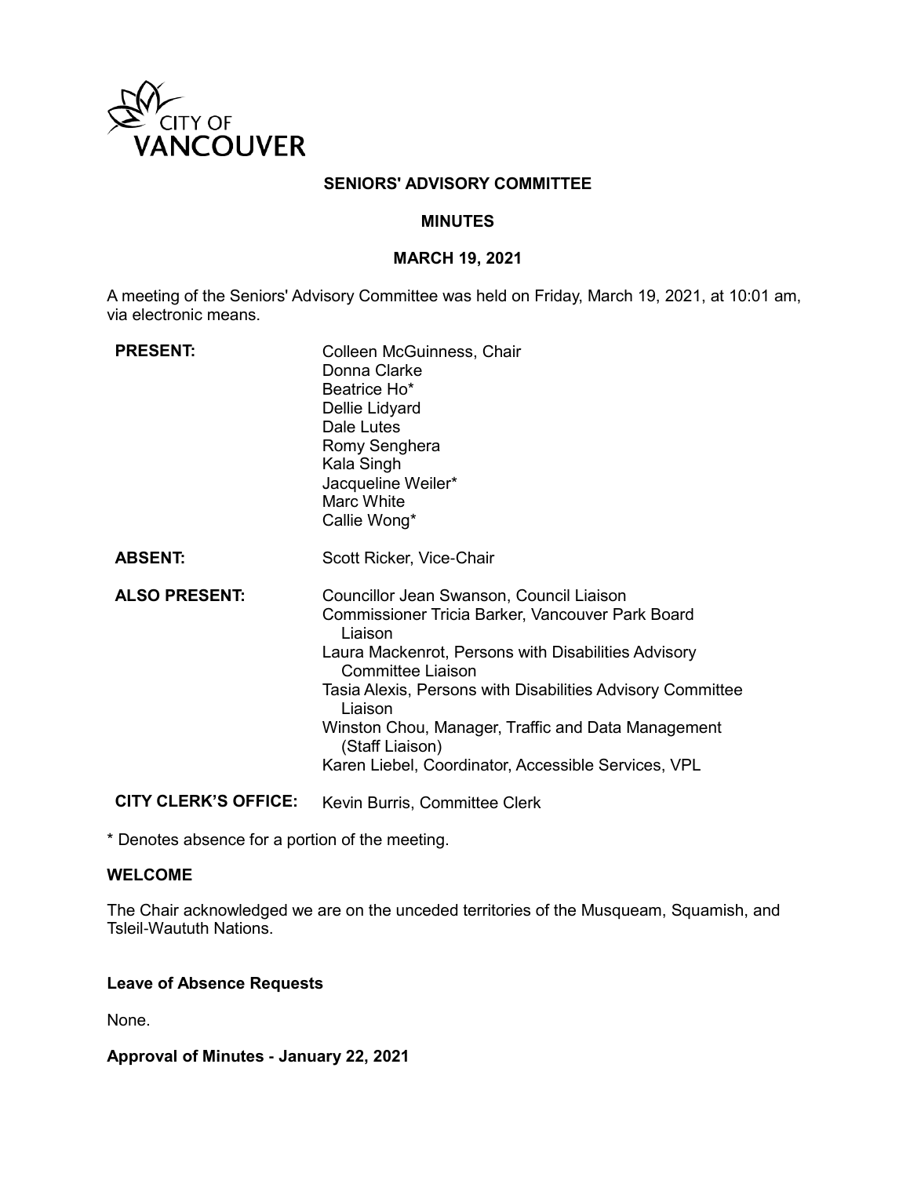CITY OF VANCOUVER

# SENIORS' ADVISORY COMMITTEE

## MINUTES

## MARCH 19, 2021

A meeting of the Seniors' Advisory Committee was held on Friday, March 19, 2021, at 10:01 am, via electronic means.

| | |
|---|---|
| **PRESENT:** | Colleen McGuinness, Chair<br>Donna Clarke<br>Beatrice Ho*<br>Dellie Lidyard<br>Dale Lutes<br>Romy Senghera<br>Kala Singh<br>Jacqueline Weiler*<br>Marc White<br>Callie Wong* |
| **ABSENT:** | Scott Ricker, Vice-Chair |
| **ALSO PRESENT:** | Councillor Jean Swanson, Council Liaison<br>Commissioner Tricia Barker, Vancouver Park Board Liaison<br>Laura Mackenrot, Persons with Disabilities Advisory Committee Liaison<br>Tasia Alexis, Persons with Disabilities Advisory Committee Liaison<br>Winston Chou, Manager, Traffic and Data Management (Staff Liaison)<br>Karen Liebel, Coordinator, Accessible Services, VPL |
| **CITY CLERK'S OFFICE:** | Kevin Burris, Committee Clerk |

* Denotes absence for a portion of the meeting.

### WELCOME

The Chair acknowledged we are on the unceded territories of the Musqueam, Squamish, and Tsleil-Waututh Nations.

### Leave of Absence Requests

None.

### Approval of Minutes - January 22, 2021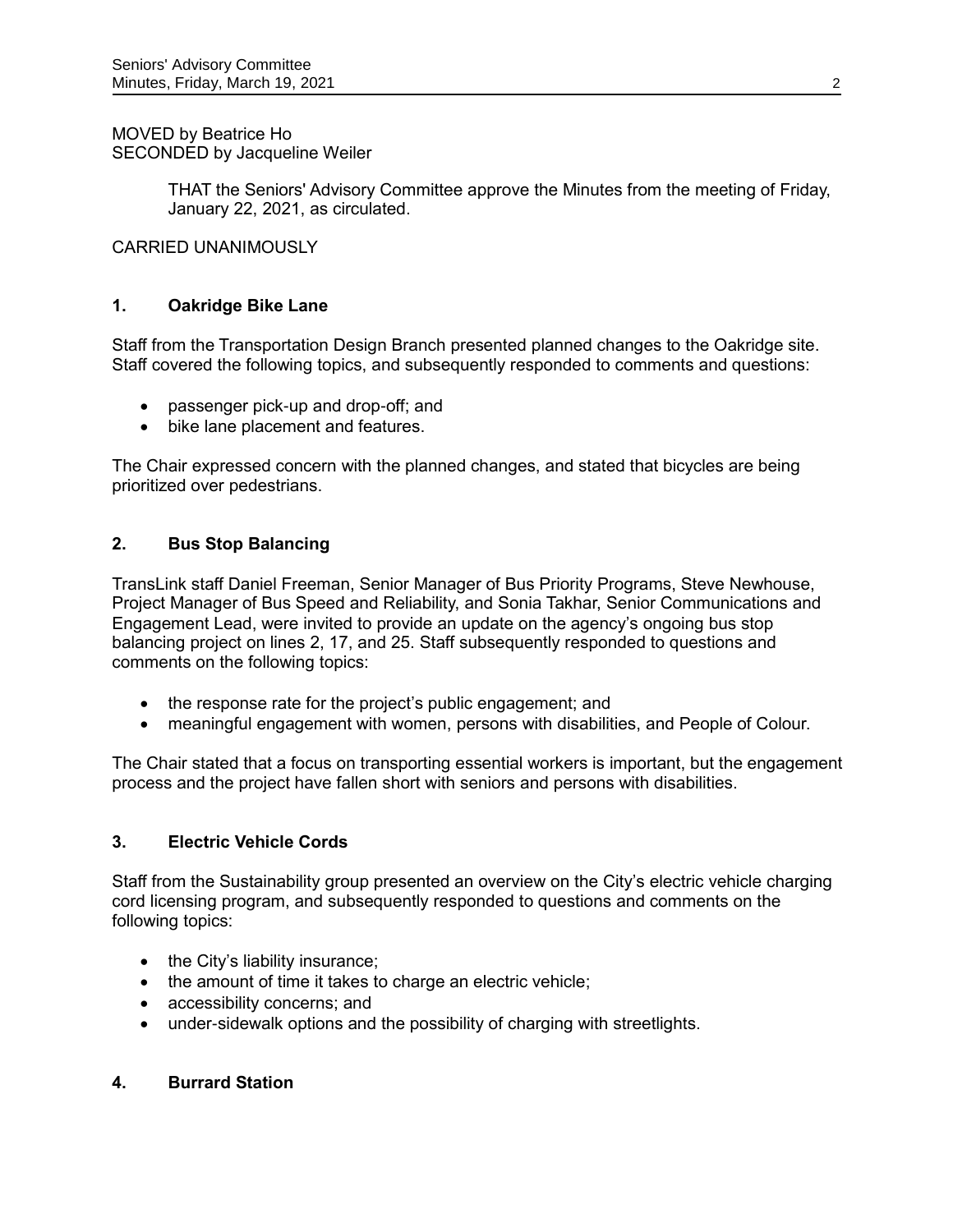MOVED by Beatrice Ho
SECONDED by Jacqueline Weiler

> THAT the Seniors' Advisory Committee approve the Minutes from the meeting of Friday, January 22, 2021, as circulated.

CARRIED UNANIMOUSLY

## 1. Oakridge Bike Lane

Staff from the Transportation Design Branch presented planned changes to the Oakridge site. Staff covered the following topics, and subsequently responded to comments and questions:

- passenger pick-up and drop-off; and
- bike lane placement and features.

The Chair expressed concern with the planned changes, and stated that bicycles are being prioritized over pedestrians.

## 2. Bus Stop Balancing

TransLink staff Daniel Freeman, Senior Manager of Bus Priority Programs, Steve Newhouse, Project Manager of Bus Speed and Reliability, and Sonia Takhar, Senior Communications and Engagement Lead, were invited to provide an update on the agency's ongoing bus stop balancing project on lines 2, 17, and 25. Staff subsequently responded to questions and comments on the following topics:

- the response rate for the project's public engagement; and
- meaningful engagement with women, persons with disabilities, and People of Colour.

The Chair stated that a focus on transporting essential workers is important, but the engagement process and the project have fallen short with seniors and persons with disabilities.

## 3. Electric Vehicle Cords

Staff from the Sustainability group presented an overview on the City's electric vehicle charging cord licensing program, and subsequently responded to questions and comments on the following topics:

- the City's liability insurance;
- the amount of time it takes to charge an electric vehicle;
- accessibility concerns; and
- under-sidewalk options and the possibility of charging with streetlights.

## 4. Burrard Station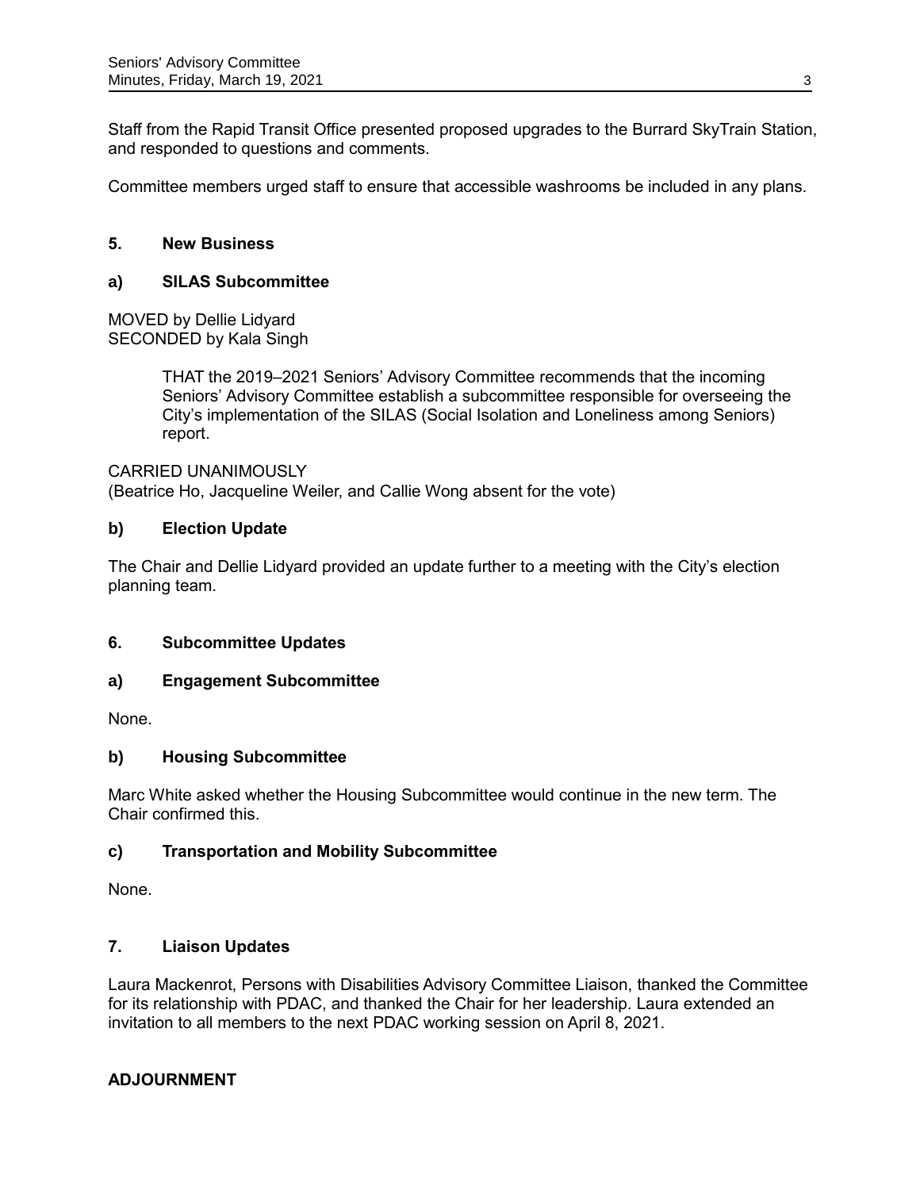Staff from the Rapid Transit Office presented proposed upgrades to the Burrard SkyTrain Station, and responded to questions and comments.

Committee members urged staff to ensure that accessible washrooms be included in any plans.

## 5. New Business

### a) SILAS Subcommittee

MOVED by Dellie Lidyard
SECONDED by Kala Singh

> THAT the 2019–2021 Seniors' Advisory Committee recommends that the incoming Seniors' Advisory Committee establish a subcommittee responsible for overseeing the City's implementation of the SILAS (Social Isolation and Loneliness among Seniors) report.

CARRIED UNANIMOUSLY
(Beatrice Ho, Jacqueline Weiler, and Callie Wong absent for the vote)

### b) Election Update

The Chair and Dellie Lidyard provided an update further to a meeting with the City's election planning team.

## 6. Subcommittee Updates

### a) Engagement Subcommittee

None.

### b) Housing Subcommittee

Marc White asked whether the Housing Subcommittee would continue in the new term. The Chair confirmed this.

### c) Transportation and Mobility Subcommittee

None.

## 7. Liaison Updates

Laura Mackenrot, Persons with Disabilities Advisory Committee Liaison, thanked the Committee for its relationship with PDAC, and thanked the Chair for her leadership. Laura extended an invitation to all members to the next PDAC working session on April 8, 2021.

## ADJOURNMENT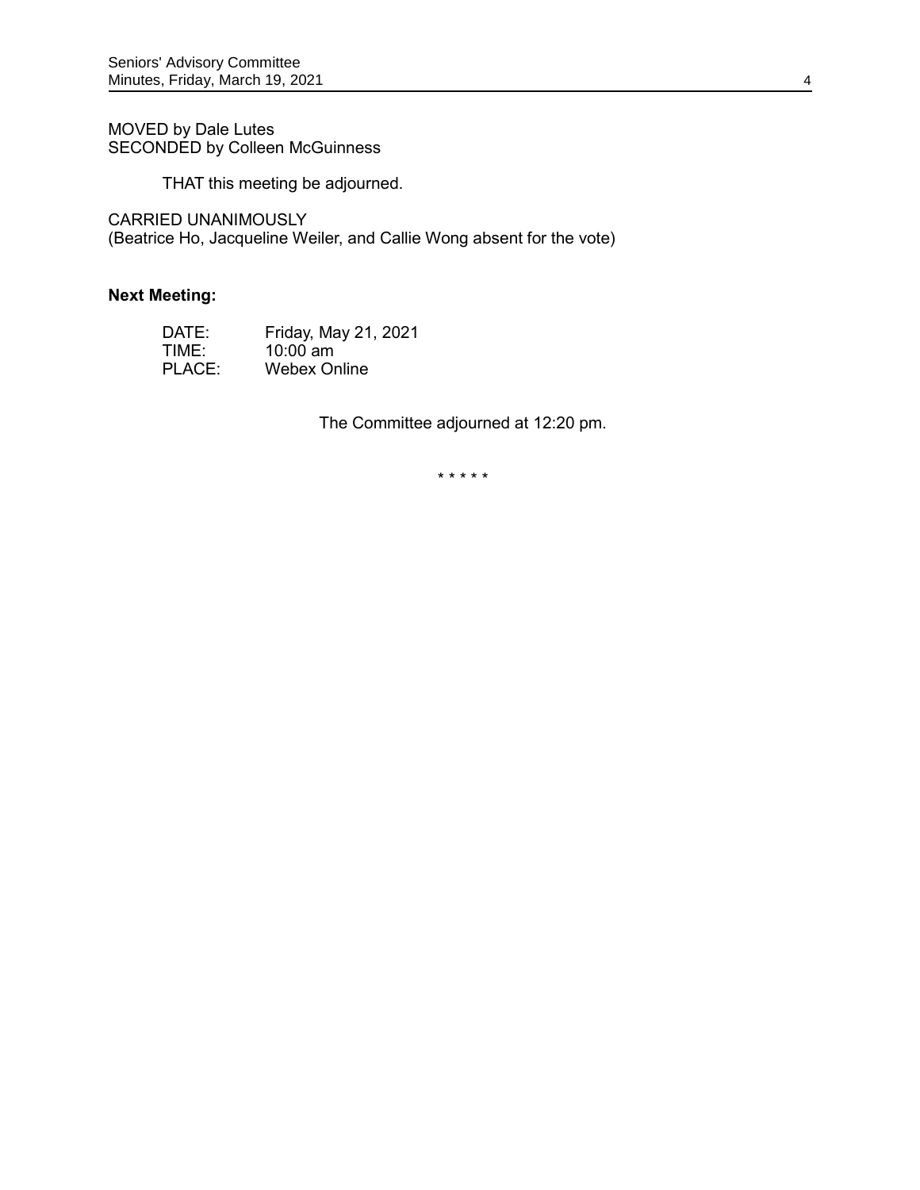MOVED by Dale Lutes
SECONDED by Colleen McGuinness

THAT this meeting be adjourned.

CARRIED UNANIMOUSLY
(Beatrice Ho, Jacqueline Weiler, and Callie Wong absent for the vote)

**Next Meeting:**

DATE: Friday, May 21, 2021
TIME: 10:00 am
PLACE: Webex Online

The Committee adjourned at 12:20 pm.

\* \* \* \* \*